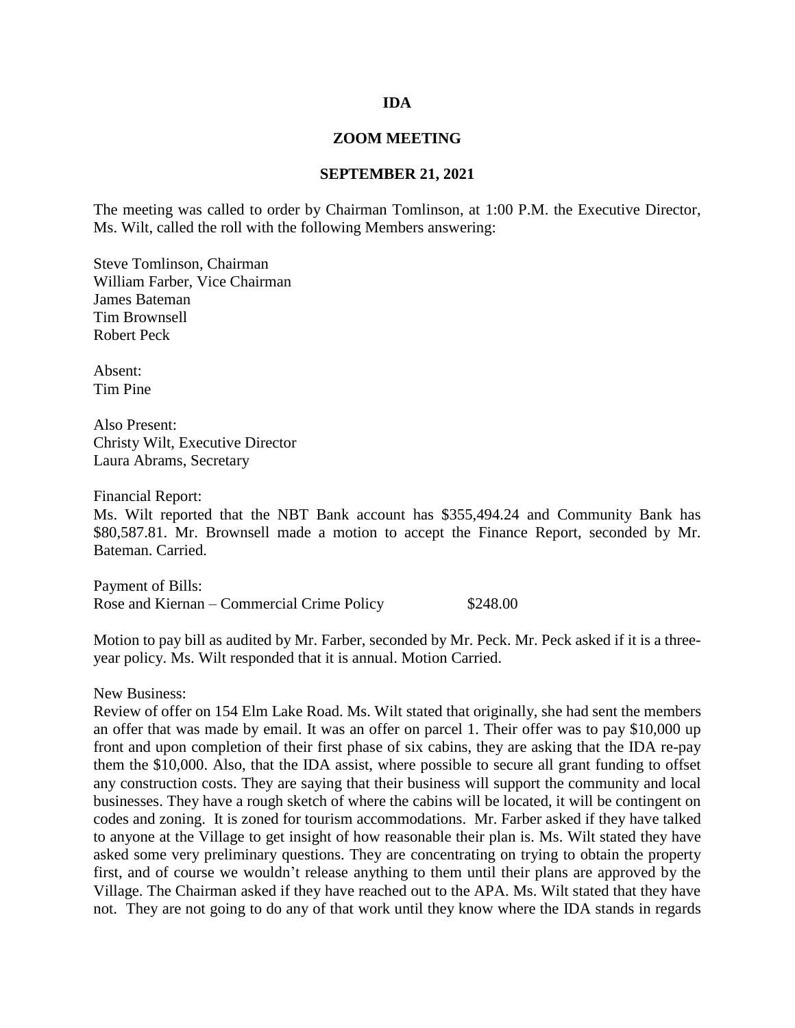**IDA**

**ZOOM MEETING**

**SEPTEMBER 21, 2021**

The meeting was called to order by Chairman Tomlinson, at 1:00 P.M. the Executive Director, Ms. Wilt, called the roll with the following Members answering:

Steve Tomlinson, Chairman
William Farber, Vice Chairman
James Bateman
Tim Brownsell
Robert Peck

Absent:
Tim Pine

Also Present:
Christy Wilt, Executive Director
Laura Abrams, Secretary

Financial Report:
Ms. Wilt reported that the NBT Bank account has $355,494.24 and Community Bank has $80,587.81. Mr. Brownsell made a motion to accept the Finance Report, seconded by Mr. Bateman. Carried.

Payment of Bills:

| | |
|---|---|
| Rose and Kiernan – Commercial Crime Policy | $248.00 |

Motion to pay bill as audited by Mr. Farber, seconded by Mr. Peck. Mr. Peck asked if it is a three-year policy. Ms. Wilt responded that it is annual. Motion Carried.

New Business:
Review of offer on 154 Elm Lake Road. Ms. Wilt stated that originally, she had sent the members an offer that was made by email. It was an offer on parcel 1. Their offer was to pay $10,000 up front and upon completion of their first phase of six cabins, they are asking that the IDA re-pay them the $10,000. Also, that the IDA assist, where possible to secure all grant funding to offset any construction costs. They are saying that their business will support the community and local businesses. They have a rough sketch of where the cabins will be located, it will be contingent on codes and zoning. It is zoned for tourism accommodations. Mr. Farber asked if they have talked to anyone at the Village to get insight of how reasonable their plan is. Ms. Wilt stated they have asked some very preliminary questions. They are concentrating on trying to obtain the property first, and of course we wouldn't release anything to them until their plans are approved by the Village. The Chairman asked if they have reached out to the APA. Ms. Wilt stated that they have not. They are not going to do any of that work until they know where the IDA stands in regards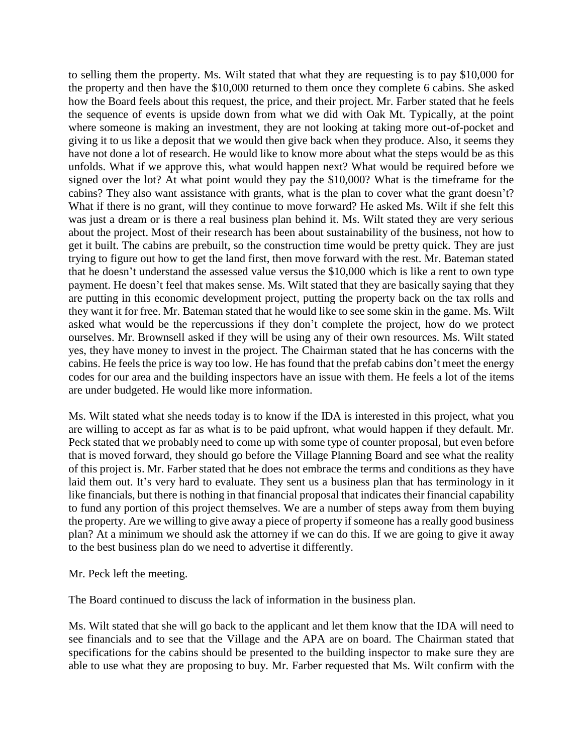to selling them the property. Ms. Wilt stated that what they are requesting is to pay $10,000 for the property and then have the $10,000 returned to them once they complete 6 cabins. She asked how the Board feels about this request, the price, and their project. Mr. Farber stated that he feels the sequence of events is upside down from what we did with Oak Mt. Typically, at the point where someone is making an investment, they are not looking at taking more out-of-pocket and giving it to us like a deposit that we would then give back when they produce. Also, it seems they have not done a lot of research. He would like to know more about what the steps would be as this unfolds. What if we approve this, what would happen next? What would be required before we signed over the lot? At what point would they pay the $10,000? What is the timeframe for the cabins? They also want assistance with grants, what is the plan to cover what the grant doesn't? What if there is no grant, will they continue to move forward? He asked Ms. Wilt if she felt this was just a dream or is there a real business plan behind it. Ms. Wilt stated they are very serious about the project. Most of their research has been about sustainability of the business, not how to get it built. The cabins are prebuilt, so the construction time would be pretty quick. They are just trying to figure out how to get the land first, then move forward with the rest. Mr. Bateman stated that he doesn't understand the assessed value versus the $10,000 which is like a rent to own type payment. He doesn't feel that makes sense. Ms. Wilt stated that they are basically saying that they are putting in this economic development project, putting the property back on the tax rolls and they want it for free. Mr. Bateman stated that he would like to see some skin in the game. Ms. Wilt asked what would be the repercussions if they don't complete the project, how do we protect ourselves. Mr. Brownsell asked if they will be using any of their own resources. Ms. Wilt stated yes, they have money to invest in the project. The Chairman stated that he has concerns with the cabins. He feels the price is way too low. He has found that the prefab cabins don't meet the energy codes for our area and the building inspectors have an issue with them. He feels a lot of the items are under budgeted. He would like more information.

Ms. Wilt stated what she needs today is to know if the IDA is interested in this project, what you are willing to accept as far as what is to be paid upfront, what would happen if they default. Mr. Peck stated that we probably need to come up with some type of counter proposal, but even before that is moved forward, they should go before the Village Planning Board and see what the reality of this project is. Mr. Farber stated that he does not embrace the terms and conditions as they have laid them out. It's very hard to evaluate. They sent us a business plan that has terminology in it like financials, but there is nothing in that financial proposal that indicates their financial capability to fund any portion of this project themselves. We are a number of steps away from them buying the property. Are we willing to give away a piece of property if someone has a really good business plan? At a minimum we should ask the attorney if we can do this. If we are going to give it away to the best business plan do we need to advertise it differently.

Mr. Peck left the meeting.

The Board continued to discuss the lack of information in the business plan.

Ms. Wilt stated that she will go back to the applicant and let them know that the IDA will need to see financials and to see that the Village and the APA are on board. The Chairman stated that specifications for the cabins should be presented to the building inspector to make sure they are able to use what they are proposing to buy. Mr. Farber requested that Ms. Wilt confirm with the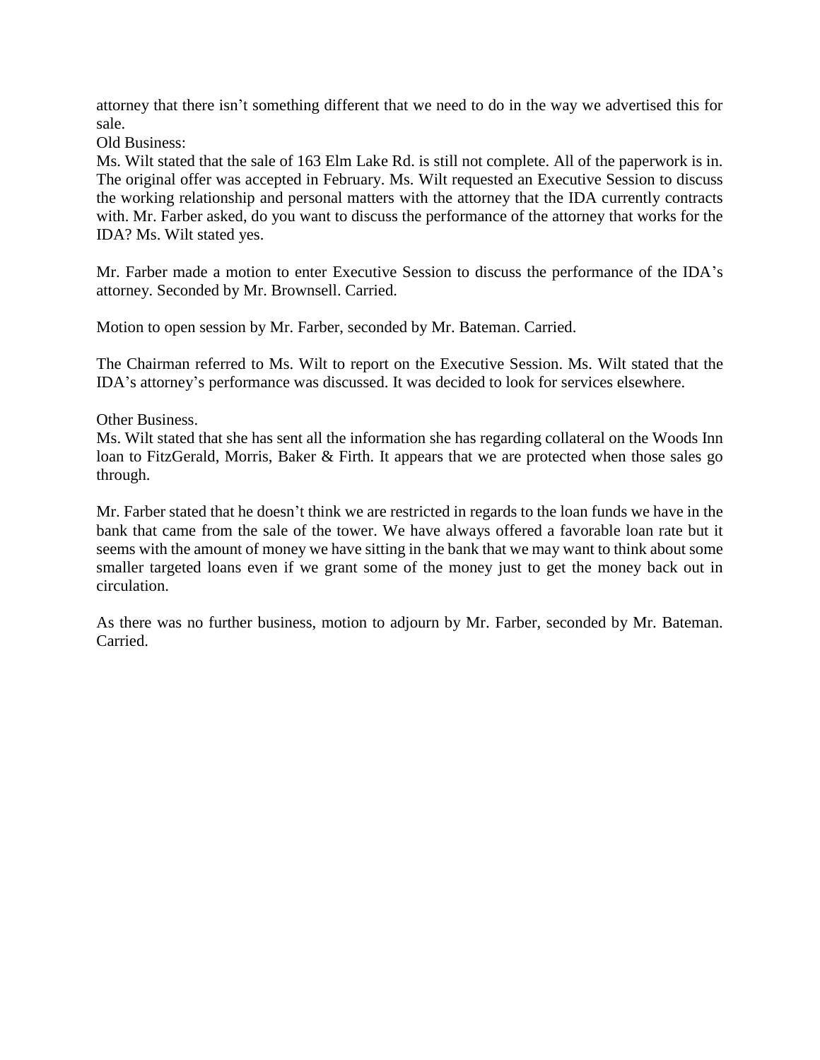attorney that there isn't something different that we need to do in the way we advertised this for sale.

Old Business:

Ms. Wilt stated that the sale of 163 Elm Lake Rd. is still not complete. All of the paperwork is in. The original offer was accepted in February. Ms. Wilt requested an Executive Session to discuss the working relationship and personal matters with the attorney that the IDA currently contracts with. Mr. Farber asked, do you want to discuss the performance of the attorney that works for the IDA? Ms. Wilt stated yes.

Mr. Farber made a motion to enter Executive Session to discuss the performance of the IDA's attorney. Seconded by Mr. Brownsell. Carried.

Motion to open session by Mr. Farber, seconded by Mr. Bateman. Carried.

The Chairman referred to Ms. Wilt to report on the Executive Session. Ms. Wilt stated that the IDA's attorney's performance was discussed. It was decided to look for services elsewhere.

Other Business.

Ms. Wilt stated that she has sent all the information she has regarding collateral on the Woods Inn loan to FitzGerald, Morris, Baker & Firth. It appears that we are protected when those sales go through.

Mr. Farber stated that he doesn't think we are restricted in regards to the loan funds we have in the bank that came from the sale of the tower. We have always offered a favorable loan rate but it seems with the amount of money we have sitting in the bank that we may want to think about some smaller targeted loans even if we grant some of the money just to get the money back out in circulation.

As there was no further business, motion to adjourn by Mr. Farber, seconded by Mr. Bateman. Carried.